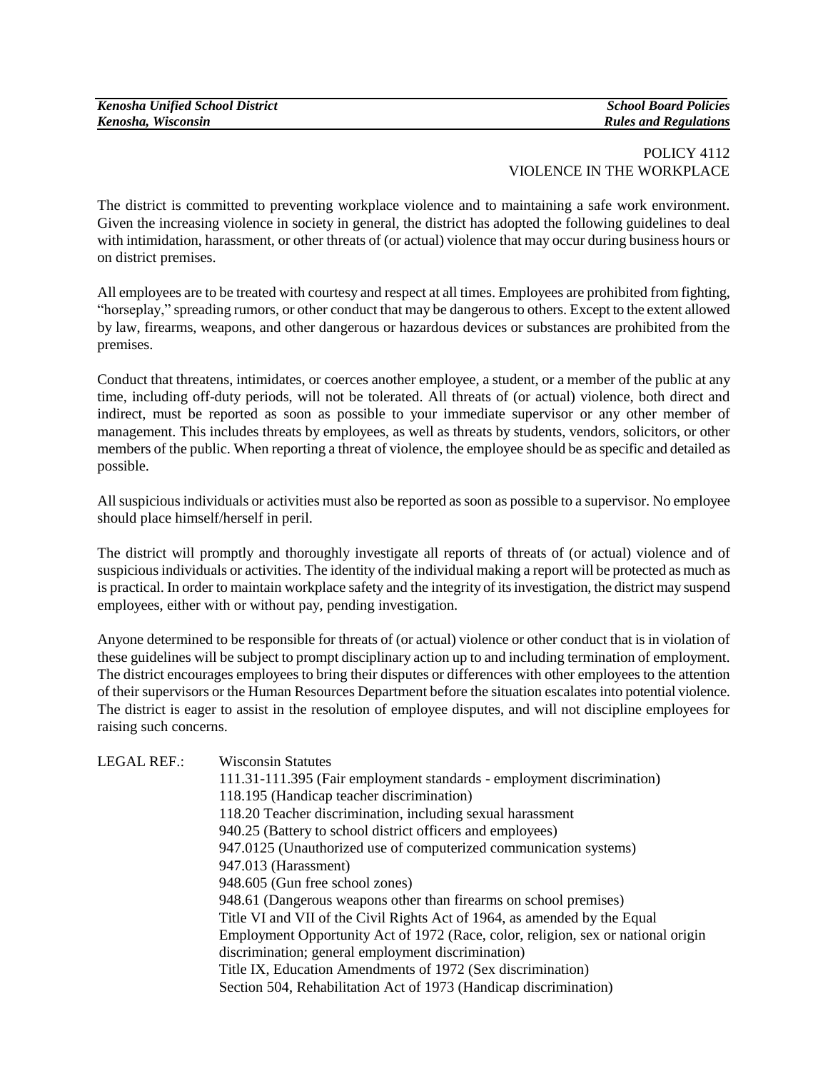POLICY 4112
VIOLENCE IN THE WORKPLACE

The district is committed to preventing workplace violence and to maintaining a safe work environment. Given the increasing violence in society in general, the district has adopted the following guidelines to deal with intimidation, harassment, or other threats of (or actual) violence that may occur during business hours or on district premises.

All employees are to be treated with courtesy and respect at all times. Employees are prohibited from fighting, "horseplay," spreading rumors, or other conduct that may be dangerous to others. Except to the extent allowed by law, firearms, weapons, and other dangerous or hazardous devices or substances are prohibited from the premises.

Conduct that threatens, intimidates, or coerces another employee, a student, or a member of the public at any time, including off-duty periods, will not be tolerated. All threats of (or actual) violence, both direct and indirect, must be reported as soon as possible to your immediate supervisor or any other member of management. This includes threats by employees, as well as threats by students, vendors, solicitors, or other members of the public. When reporting a threat of violence, the employee should be as specific and detailed as possible.

All suspicious individuals or activities must also be reported as soon as possible to a supervisor. No employee should place himself/herself in peril.

The district will promptly and thoroughly investigate all reports of threats of (or actual) violence and of suspicious individuals or activities. The identity of the individual making a report will be protected as much as is practical. In order to maintain workplace safety and the integrity of its investigation, the district may suspend employees, either with or without pay, pending investigation.

Anyone determined to be responsible for threats of (or actual) violence or other conduct that is in violation of these guidelines will be subject to prompt disciplinary action up to and including termination of employment. The district encourages employees to bring their disputes or differences with other employees to the attention of their supervisors or the Human Resources Department before the situation escalates into potential violence. The district is eager to assist in the resolution of employee disputes, and will not discipline employees for raising such concerns.

LEGAL REF.: Wisconsin Statutes
111.31-111.395 (Fair employment standards - employment discrimination)
118.195 (Handicap teacher discrimination)
118.20 Teacher discrimination, including sexual harassment
940.25 (Battery to school district officers and employees)
947.0125 (Unauthorized use of computerized communication systems)
947.013 (Harassment)
948.605 (Gun free school zones)
948.61 (Dangerous weapons other than firearms on school premises)
Title VI and VII of the Civil Rights Act of 1964, as amended by the Equal Employment Opportunity Act of 1972 (Race, color, religion, sex or national origin discrimination; general employment discrimination)
Title IX, Education Amendments of 1972 (Sex discrimination)
Section 504, Rehabilitation Act of 1973 (Handicap discrimination)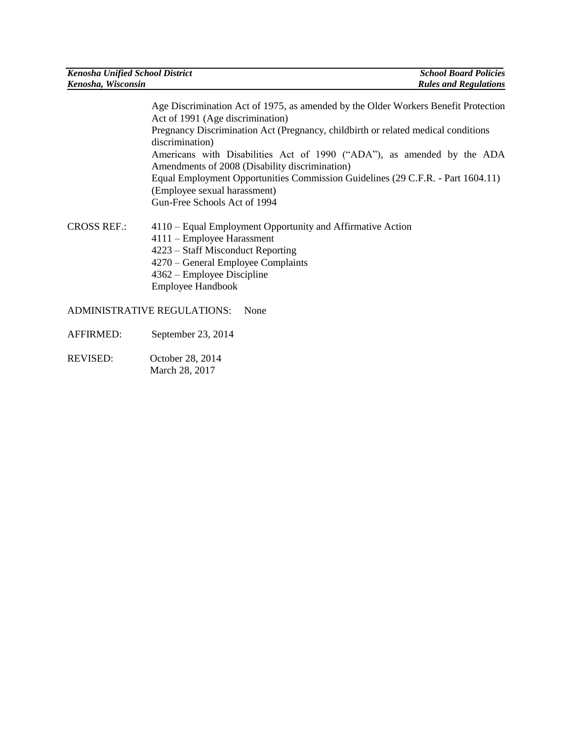Age Discrimination Act of 1975, as amended by the Older Workers Benefit Protection Act of 1991 (Age discrimination)
Pregnancy Discrimination Act (Pregnancy, childbirth or related medical conditions discrimination)
Americans with Disabilities Act of 1990 ("ADA"), as amended by the ADA Amendments of 2008 (Disability discrimination)
Equal Employment Opportunities Commission Guidelines (29 C.F.R. - Part 1604.11) (Employee sexual harassment)
Gun-Free Schools Act of 1994

CROSS REF.:
4110 – Equal Employment Opportunity and Affirmative Action
4111 – Employee Harassment
4223 – Staff Misconduct Reporting
4270 – General Employee Complaints
4362 – Employee Discipline
Employee Handbook

ADMINISTRATIVE REGULATIONS: None

AFFIRMED: September 23, 2014

REVISED: October 28, 2014
March 28, 2017